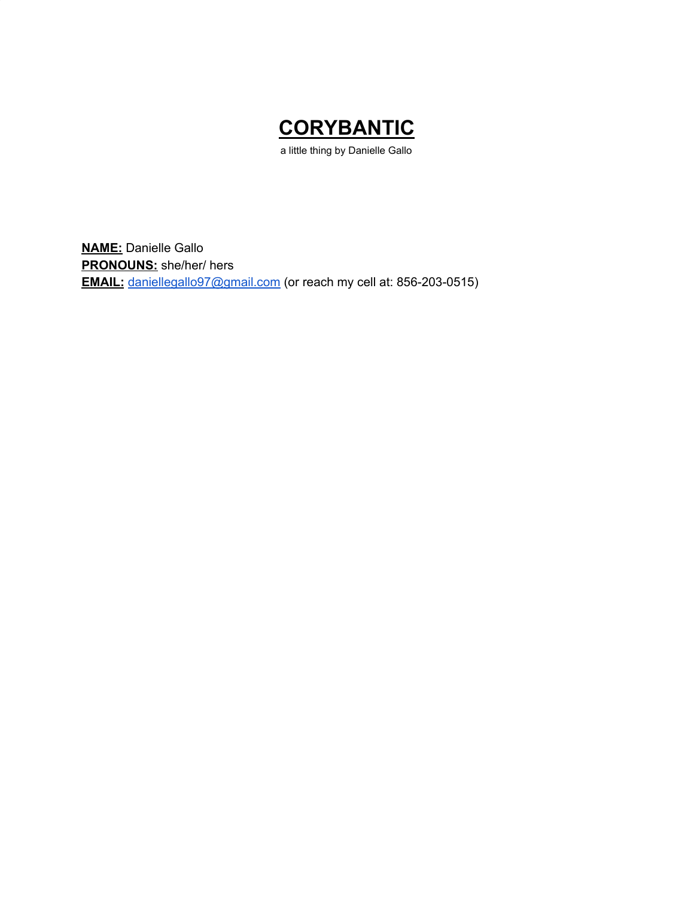# CORYBANTIC

a little thing by Danielle Gallo

**NAME:** Danielle Gallo
**PRONOUNS:** she/her/ hers
**EMAIL:** daniellegallo97@gmail.com (or reach my cell at: 856-203-0515)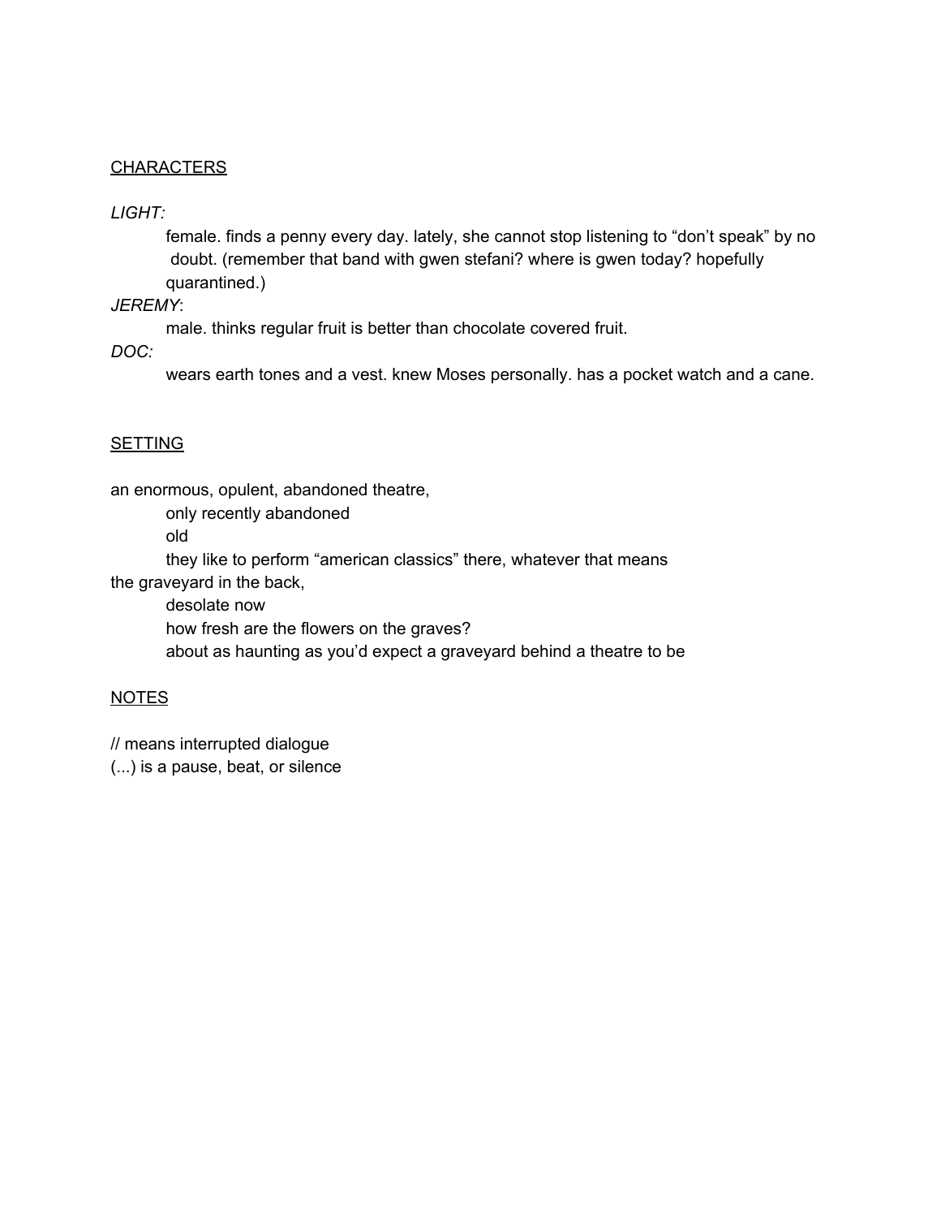<u>CHARACTERS</u>

*LIGHT:*

> female. finds a penny every day. lately, she cannot stop listening to “don’t speak” by no doubt. (remember that band with gwen stefani? where is gwen today? hopefully quarantined.)

*JEREMY*:

> male. thinks regular fruit is better than chocolate covered fruit.

*DOC:*

> wears earth tones and a vest. knew Moses personally. has a pocket watch and a cane.

<u>SETTING</u>

an enormous, opulent, abandoned theatre,

> only recently abandoned
>
> old
>
> they like to perform “american classics” there, whatever that means

the graveyard in the back,

> desolate now
>
> how fresh are the flowers on the graves?
>
> about as haunting as you’d expect a graveyard behind a theatre to be

<u>NOTES</u>

// means interrupted dialogue

(...) is a pause, beat, or silence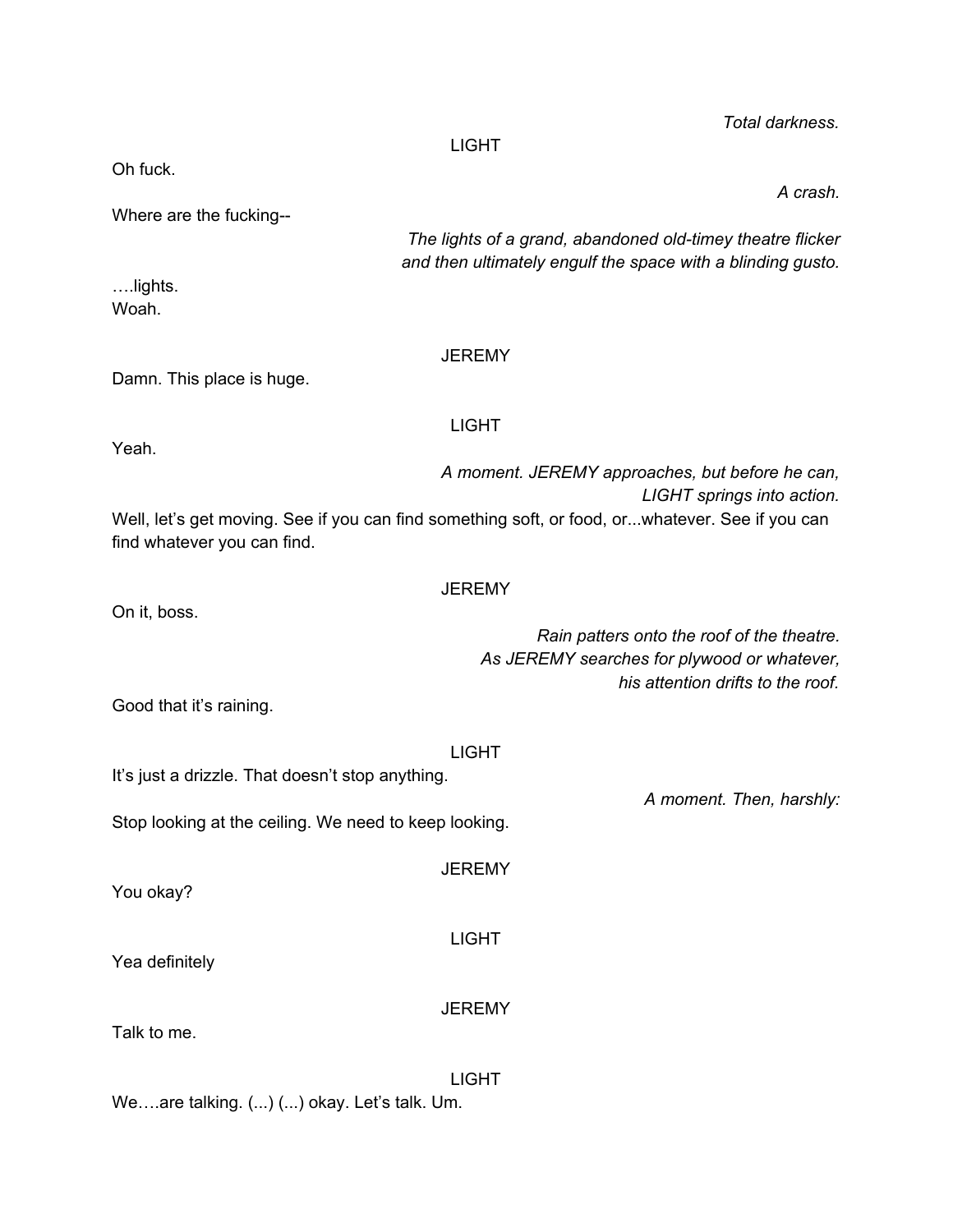*Total darkness.*

LIGHT

Oh fuck.

*A crash.*

Where are the fucking--

*The lights of a grand, abandoned old-timey theatre flicker and then ultimately engulf the space with a blinding gusto.*

….lights.
Woah.

JEREMY

Damn. This place is huge.

LIGHT

Yeah.

*A moment. JEREMY approaches, but before he can, LIGHT springs into action.*

Well, let's get moving. See if you can find something soft, or food, or...whatever. See if you can find whatever you can find.

JEREMY

On it, boss.

*Rain patters onto the roof of the theatre. As JEREMY searches for plywood or whatever, his attention drifts to the roof.*

Good that it's raining.

LIGHT

It's just a drizzle. That doesn't stop anything.

*A moment. Then, harshly:*

Stop looking at the ceiling. We need to keep looking.

JEREMY

You okay?

LIGHT

Yea definitely

JEREMY

Talk to me.

LIGHT

We….are talking. (...) (...) okay. Let's talk. Um.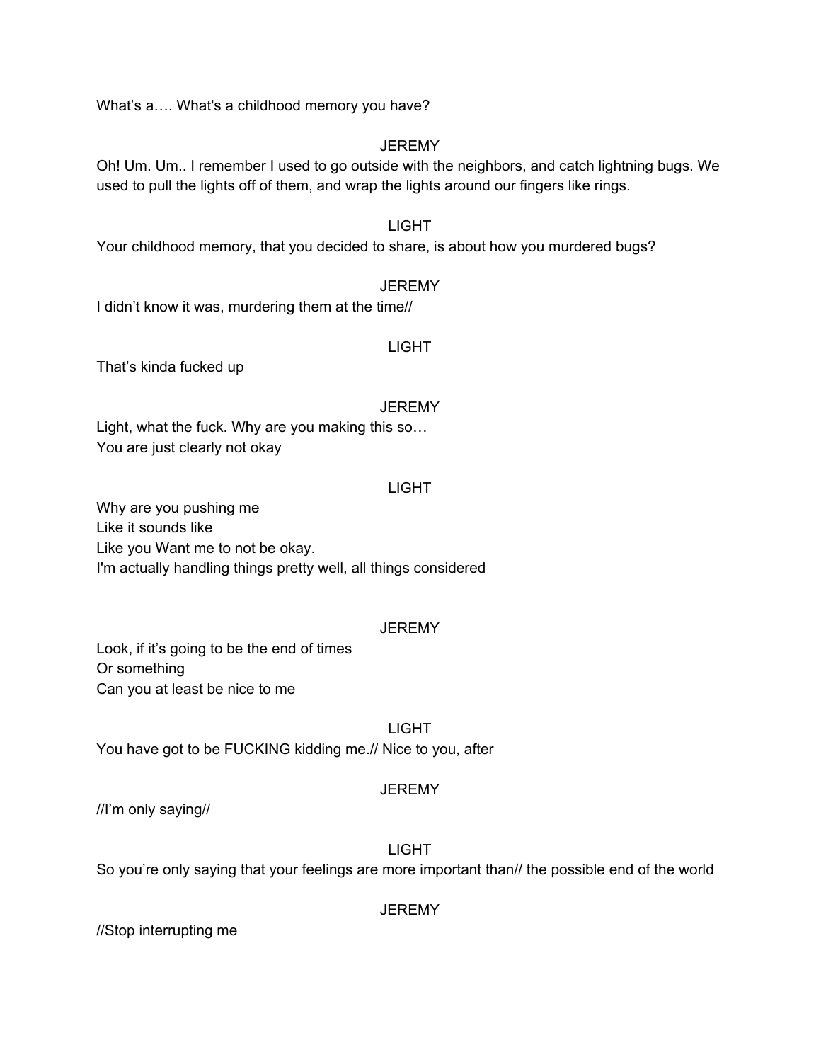What's a…. What's a childhood memory you have?

JEREMY

Oh! Um. Um.. I remember I used to go outside with the neighbors, and catch lightning bugs. We used to pull the lights off of them, and wrap the lights around our fingers like rings.

LIGHT

Your childhood memory, that you decided to share, is about how you murdered bugs?

JEREMY

I didn't know it was, murdering them at the time//

LIGHT

That's kinda fucked up

JEREMY

Light, what the fuck. Why are you making this so…
You are just clearly not okay

LIGHT

Why are you pushing me
Like it sounds like
Like you Want me to not be okay.
I'm actually handling things pretty well, all things considered

JEREMY

Look, if it's going to be the end of times
Or something
Can you at least be nice to me

LIGHT

You have got to be FUCKING kidding me.// Nice to you, after

JEREMY

//I'm only saying//

LIGHT

So you're only saying that your feelings are more important than// the possible end of the world

JEREMY

//Stop interrupting me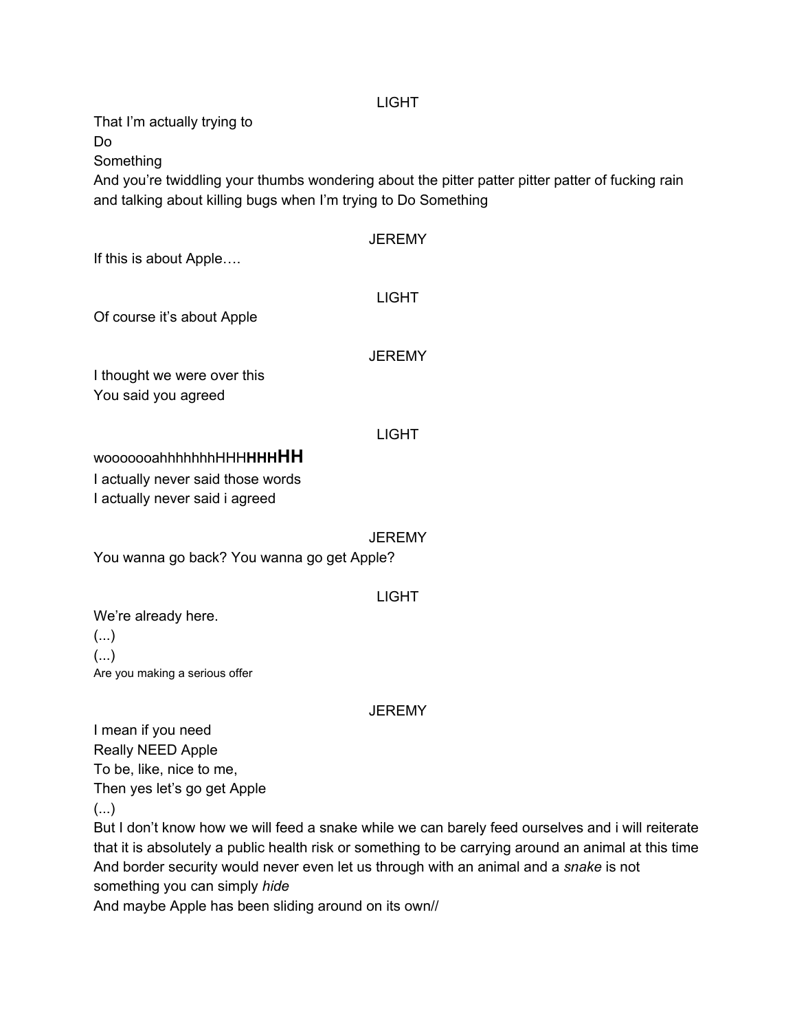LIGHT

That I'm actually trying to
Do
Something
And you're twiddling your thumbs wondering about the pitter patter pitter patter of fucking rain and talking about killing bugs when I'm trying to Do Something

JEREMY

If this is about Apple….

LIGHT

Of course it's about Apple

JEREMY

I thought we were over this
You said you agreed

LIGHT

woooooahhhhhhhHHH**HHHHH**
I actually never said those words
I actually never said i agreed

JEREMY

You wanna go back? You wanna go get Apple?

LIGHT

We're already here.
(...)
(...)
Are you making a serious offer

JEREMY

I mean if you need
Really NEED Apple
To be, like, nice to me,
Then yes let's go get Apple
(...)
But I don't know how we will feed a snake while we can barely feed ourselves and i will reiterate that it is absolutely a public health risk or something to be carrying around an animal at this time
And border security would never even let us through with an animal and a *snake* is not something you can simply *hide*
And maybe Apple has been sliding around on its own//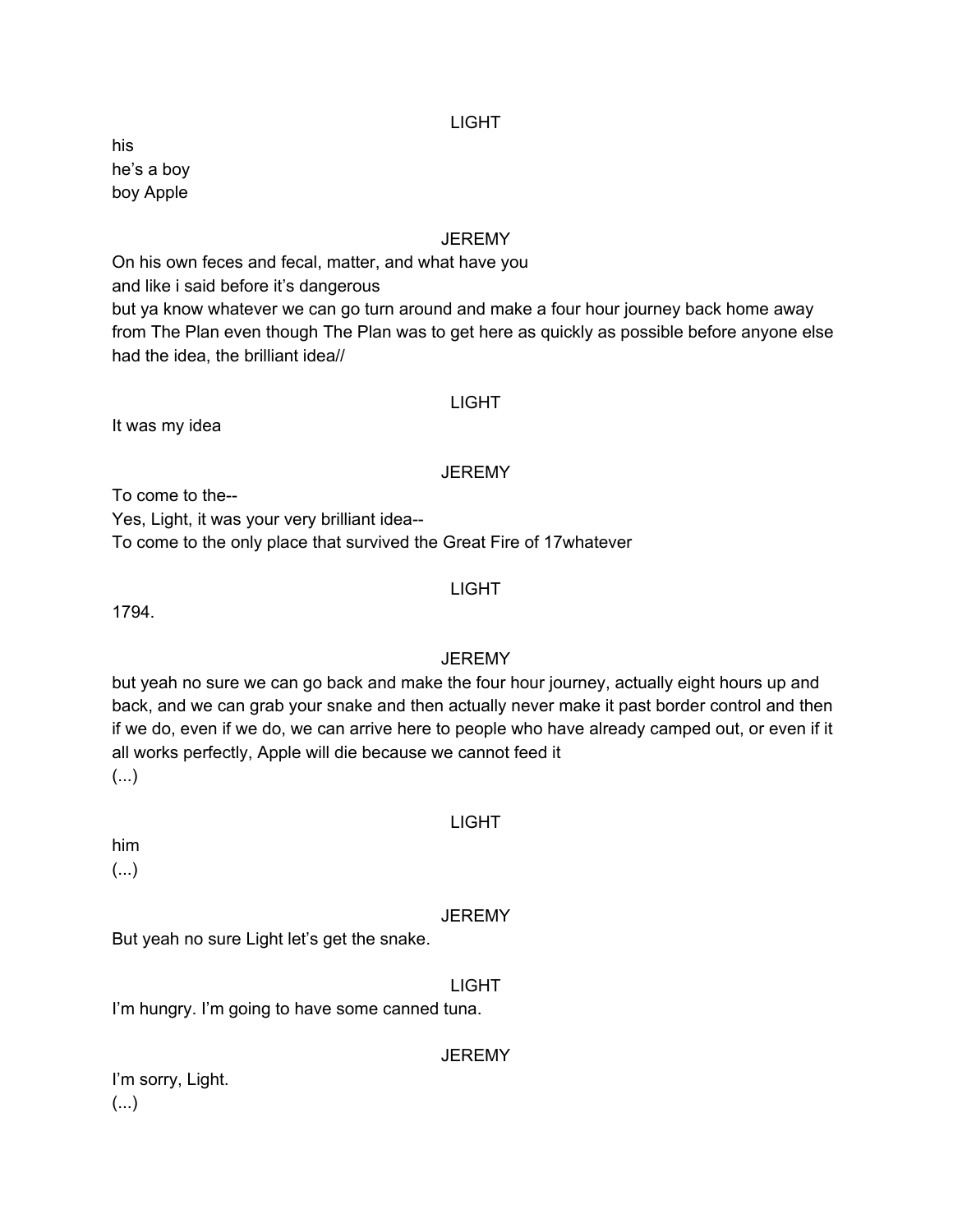LIGHT

his
he's a boy
boy Apple

JEREMY

On his own feces and fecal, matter, and what have you
and like i said before it's dangerous
but ya know whatever we can go turn around and make a four hour journey back home away from The Plan even though The Plan was to get here as quickly as possible before anyone else had the idea, the brilliant idea//

LIGHT

It was my idea

JEREMY

To come to the--
Yes, Light, it was your very brilliant idea--
To come to the only place that survived the Great Fire of 17whatever

LIGHT

1794.

JEREMY

but yeah no sure we can go back and make the four hour journey, actually eight hours up and back, and we can grab your snake and then actually never make it past border control and then if we do, even if we do, we can arrive here to people who have already camped out, or even if it all works perfectly, Apple will die because we cannot feed it
(...)

LIGHT

him
(...)

JEREMY

But yeah no sure Light let's get the snake.

LIGHT

I'm hungry. I'm going to have some canned tuna.

JEREMY

I'm sorry, Light.
(...)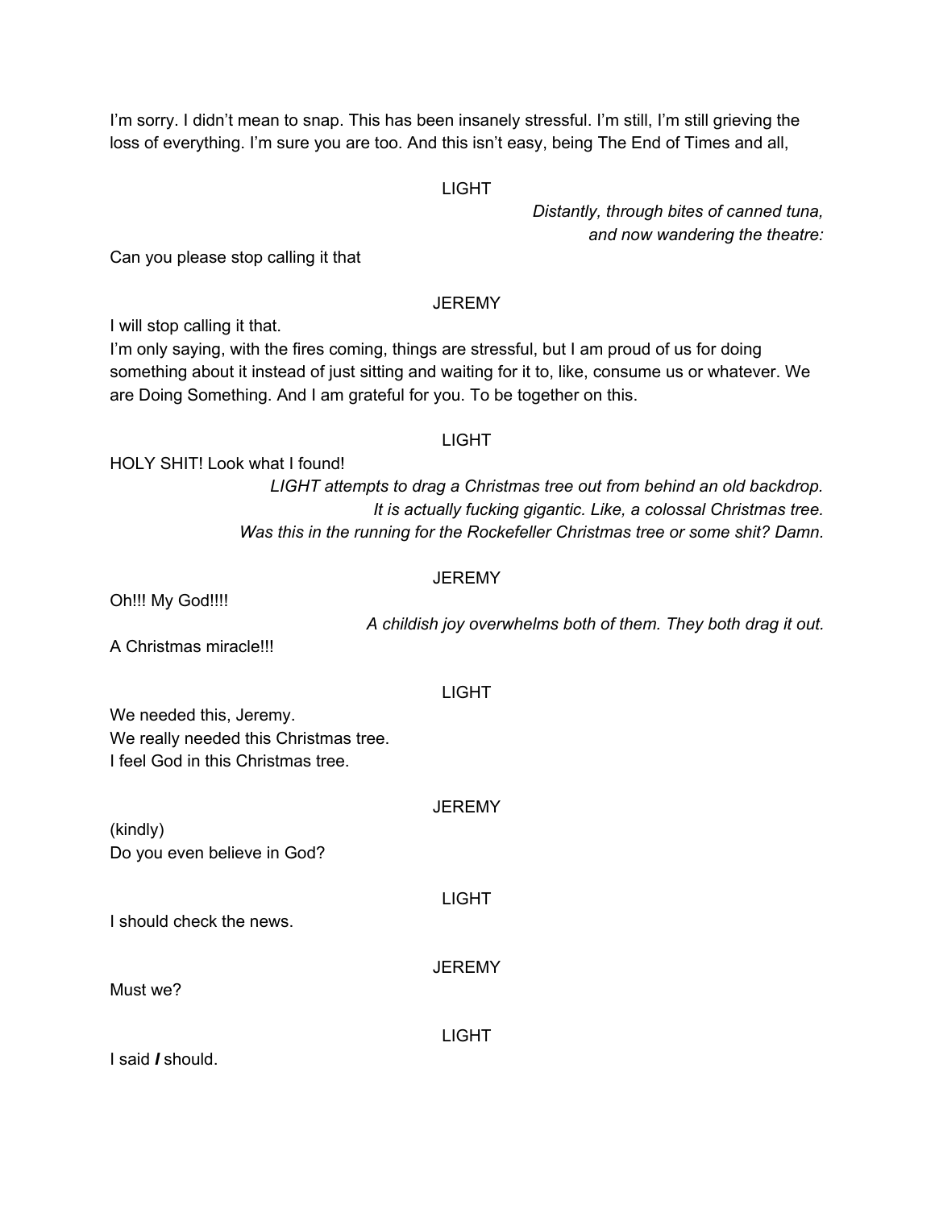I'm sorry. I didn't mean to snap. This has been insanely stressful. I'm still, I'm still grieving the loss of everything. I'm sure you are too. And this isn't easy, being The End of Times and all,

LIGHT

*Distantly, through bites of canned tuna, and now wandering the theatre:*

Can you please stop calling it that

JEREMY

I will stop calling it that.
I'm only saying, with the fires coming, things are stressful, but I am proud of us for doing something about it instead of just sitting and waiting for it to, like, consume us or whatever. We are Doing Something. And I am grateful for you. To be together on this.

LIGHT

HOLY SHIT! Look what I found!

*LIGHT attempts to drag a Christmas tree out from behind an old backdrop. It is actually fucking gigantic. Like, a colossal Christmas tree. Was this in the running for the Rockefeller Christmas tree or some shit? Damn.*

JEREMY

Oh!!! My God!!!!

*A childish joy overwhelms both of them. They both drag it out.*

A Christmas miracle!!!

LIGHT

We needed this, Jeremy.
We really needed this Christmas tree.
I feel God in this Christmas tree.

JEREMY

(kindly)
Do you even believe in God?

LIGHT

I should check the news.

JEREMY

Must we?

LIGHT

I said ***I*** should.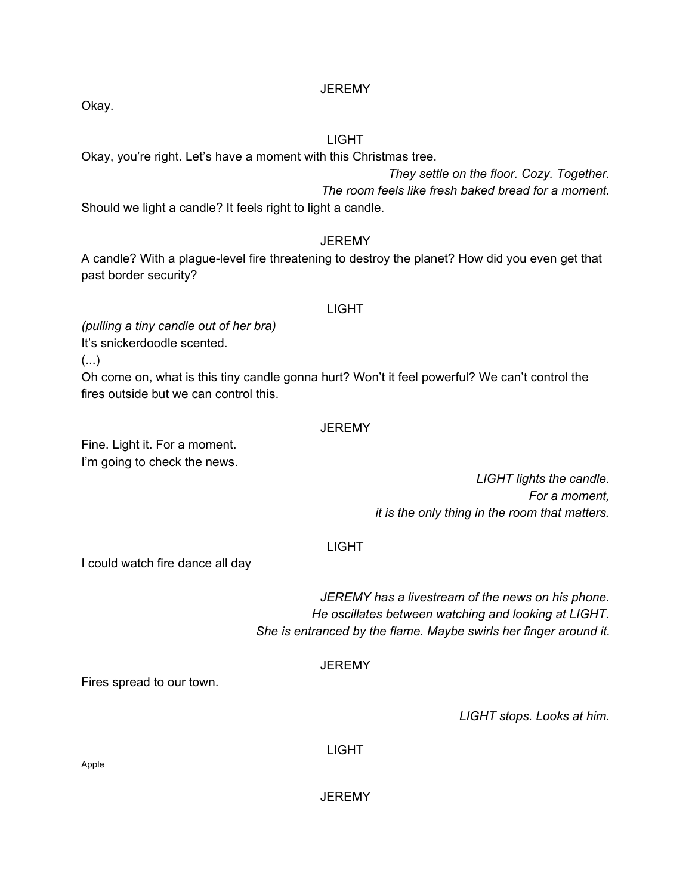JEREMY

Okay.

LIGHT

Okay, you're right. Let's have a moment with this Christmas tree.

*They settle on the floor. Cozy. Together.*
*The room feels like fresh baked bread for a moment.*

Should we light a candle? It feels right to light a candle.

JEREMY

A candle? With a plague-level fire threatening to destroy the planet? How did you even get that past border security?

LIGHT

*(pulling a tiny candle out of her bra)*
It's snickerdoodle scented.
(...)
Oh come on, what is this tiny candle gonna hurt? Won't it feel powerful? We can't control the fires outside but we can control this.

JEREMY

Fine. Light it. For a moment.
I'm going to check the news.

*LIGHT lights the candle.*
*For a moment,*
*it is the only thing in the room that matters.*

LIGHT

I could watch fire dance all day

*JEREMY has a livestream of the news on his phone.*
*He oscillates between watching and looking at LIGHT.*
*She is entranced by the flame. Maybe swirls her finger around it.*

JEREMY

Fires spread to our town.

*LIGHT stops. Looks at him.*

LIGHT

Apple

JEREMY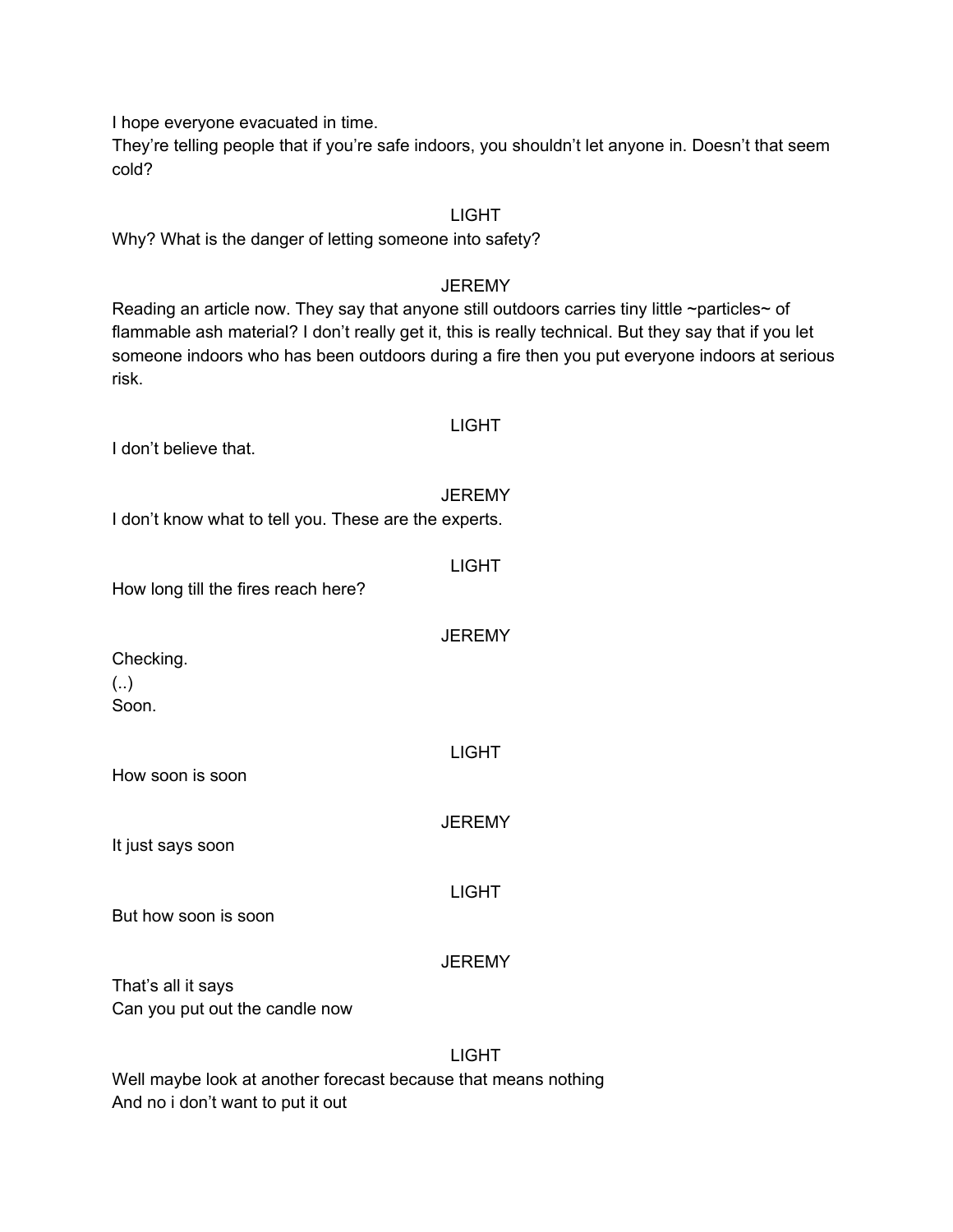I hope everyone evacuated in time.
They're telling people that if you're safe indoors, you shouldn't let anyone in. Doesn't that seem cold?

LIGHT

Why? What is the danger of letting someone into safety?

JEREMY

Reading an article now. They say that anyone still outdoors carries tiny little ~particles~ of flammable ash material? I don't really get it, this is really technical. But they say that if you let someone indoors who has been outdoors during a fire then you put everyone indoors at serious risk.

LIGHT

I don't believe that.

JEREMY

I don't know what to tell you. These are the experts.

LIGHT

How long till the fires reach here?

JEREMY

Checking.
(..)
Soon.

LIGHT

How soon is soon

JEREMY

It just says soon

LIGHT

But how soon is soon

JEREMY

That's all it says
Can you put out the candle now

LIGHT

Well maybe look at another forecast because that means nothing
And no i don't want to put it out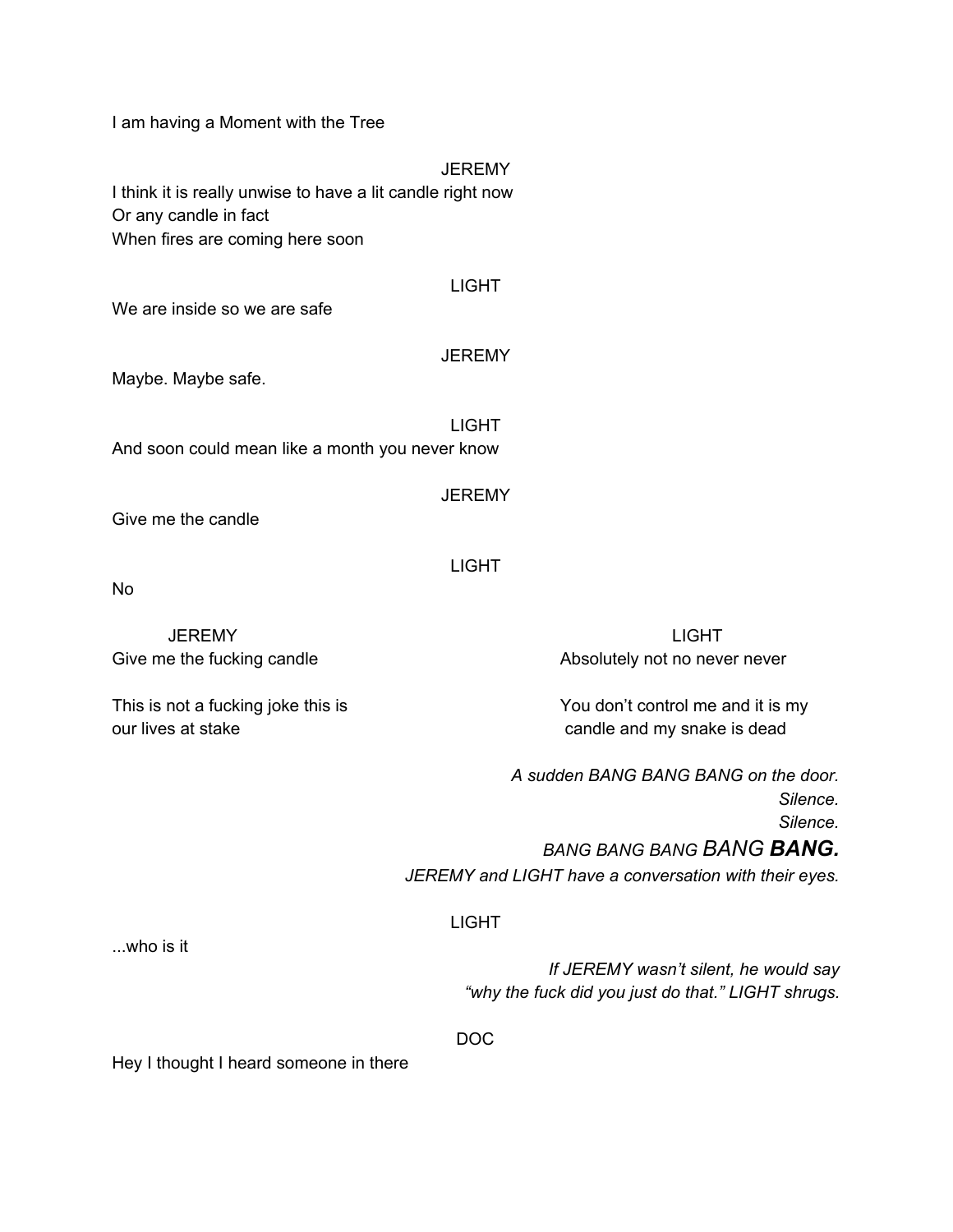I am having a Moment with the Tree

JEREMY

I think it is really unwise to have a lit candle right now
Or any candle in fact
When fires are coming here soon

LIGHT

We are inside so we are safe

JEREMY

Maybe. Maybe safe.

LIGHT

And soon could mean like a month you never know

JEREMY

Give me the candle

LIGHT

No

| JEREMY | LIGHT |
| --- | --- |
| Give me the fucking candle | Absolutely not no never never |
| This is not a fucking joke this is our lives at stake | You don't control me and it is my candle and my snake is dead |

*A sudden BANG BANG BANG on the door.*
*Silence.*
*Silence.*
*BANG BANG BANG BANG* ***BANG.***
*JEREMY and LIGHT have a conversation with their eyes.*

LIGHT

...who is it

*If JEREMY wasn't silent, he would say "why the fuck did you just do that." LIGHT shrugs.*

DOC

Hey I thought I heard someone in there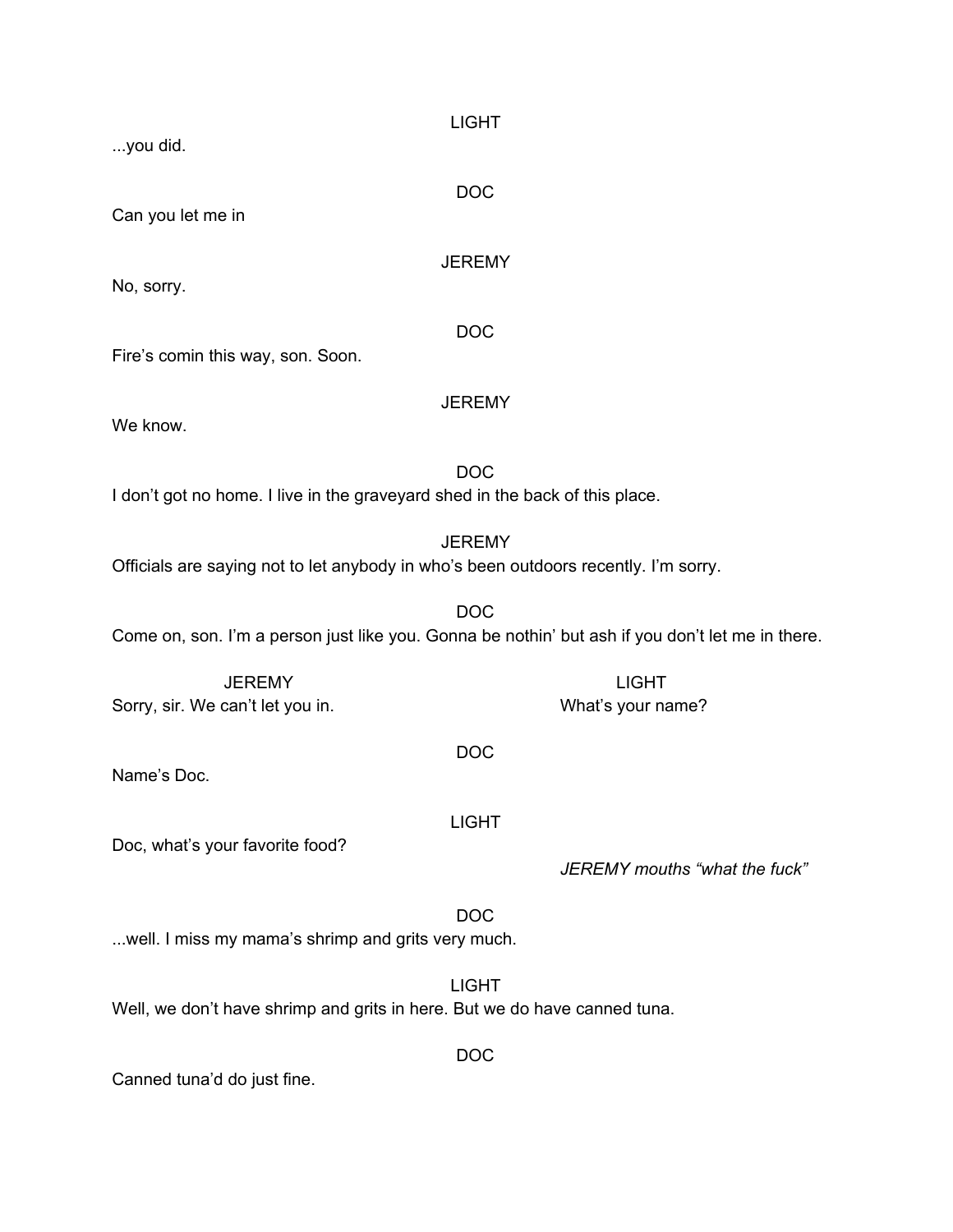LIGHT

...you did.

DOC

Can you let me in

JEREMY

No, sorry.

DOC

Fire's comin this way, son. Soon.

JEREMY

We know.

DOC

I don't got no home. I live in the graveyard shed in the back of this place.

JEREMY

Officials are saying not to let anybody in who's been outdoors recently. I'm sorry.

DOC

Come on, son. I'm a person just like you. Gonna be nothin' but ash if you don't let me in there.

JEREMY

Sorry, sir. We can't let you in.

LIGHT

What's your name?

DOC

Name's Doc.

LIGHT

Doc, what's your favorite food?

*JEREMY mouths "what the fuck"*

DOC

...well. I miss my mama's shrimp and grits very much.

LIGHT

Well, we don't have shrimp and grits in here. But we do have canned tuna.

DOC

Canned tuna'd do just fine.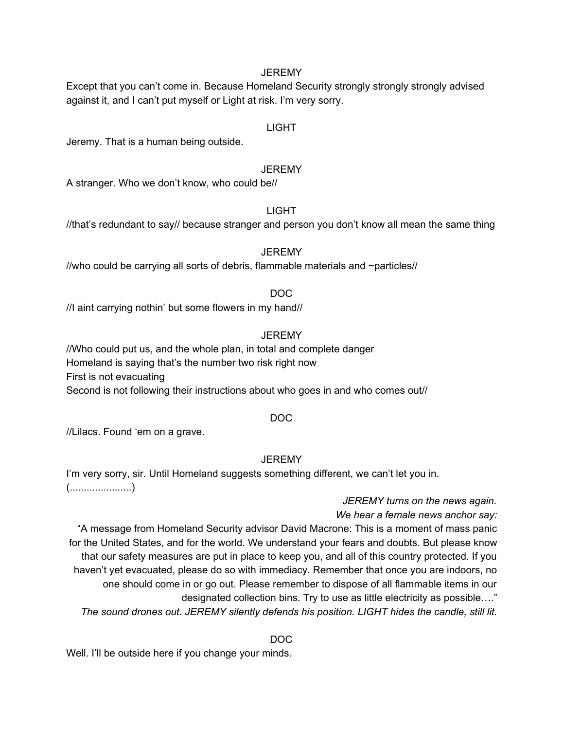JEREMY

Except that you can't come in. Because Homeland Security strongly strongly strongly advised against it, and I can't put myself or Light at risk. I'm very sorry.

LIGHT

Jeremy. That is a human being outside.

JEREMY

A stranger. Who we don't know, who could be//

LIGHT

//that's redundant to say// because stranger and person you don't know all mean the same thing

JEREMY

//who could be carrying all sorts of debris, flammable materials and ~particles//

DOC

//I aint carrying nothin' but some flowers in my hand//

JEREMY

//Who could put us, and the whole plan, in total and complete danger
Homeland is saying that's the number two risk right now
First is not evacuating
Second is not following their instructions about who goes in and who comes out//

DOC

//Lilacs. Found 'em on a grave.

JEREMY

I'm very sorry, sir. Until Homeland suggests something different, we can't let you in.
(......................)

*JEREMY turns on the news again.*
*We hear a female news anchor say:*

"A message from Homeland Security advisor David Macrone: This is a moment of mass panic for the United States, and for the world. We understand your fears and doubts. But please know that our safety measures are put in place to keep you, and all of this country protected. If you haven't yet evacuated, please do so with immediacy. Remember that once you are indoors, no one should come in or go out. Please remember to dispose of all flammable items in our designated collection bins. Try to use as little electricity as possible…."

*The sound drones out. JEREMY silently defends his position. LIGHT hides the candle, still lit.*

DOC

Well. I'll be outside here if you change your minds.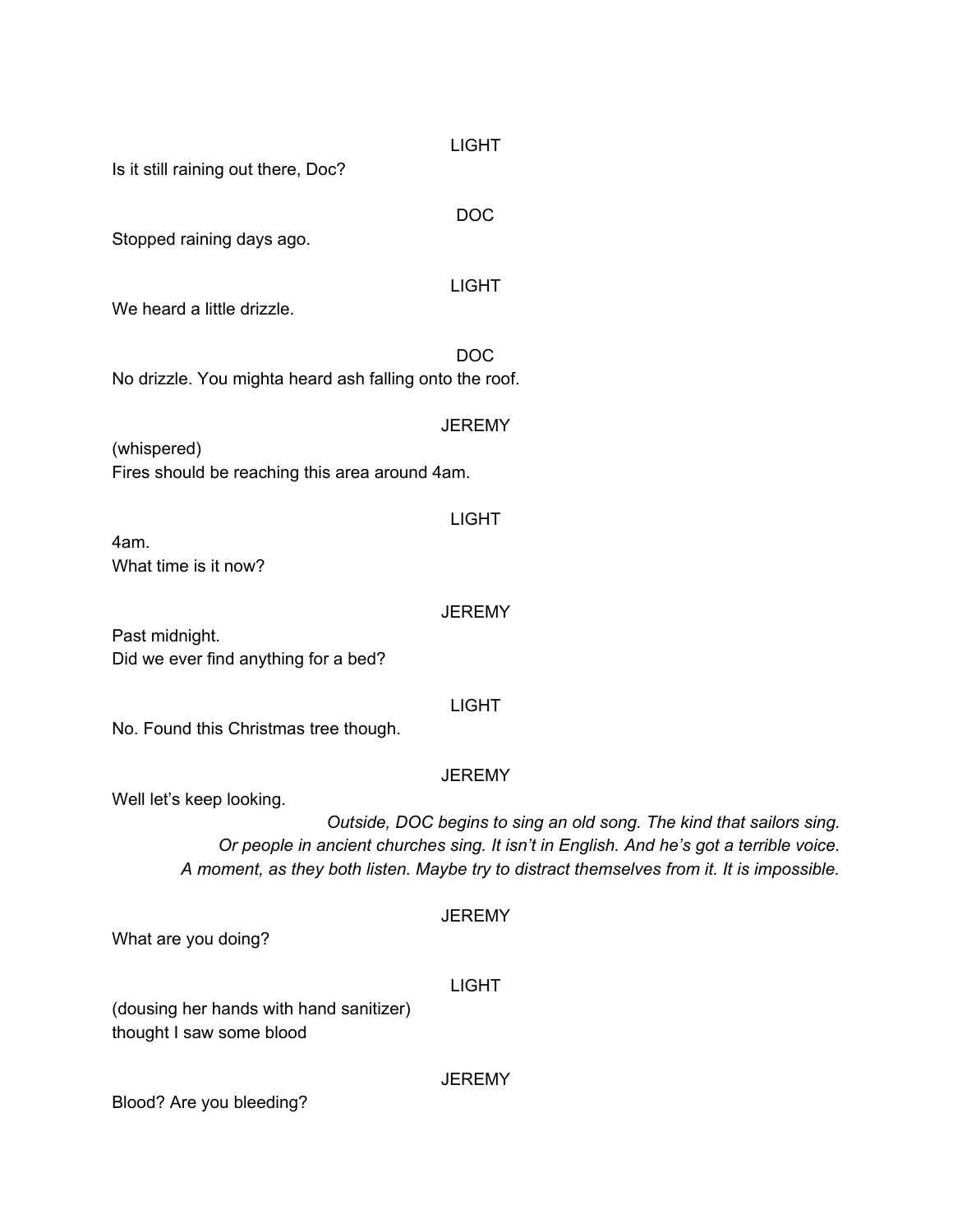LIGHT

Is it still raining out there, Doc?

DOC

Stopped raining days ago.

LIGHT

We heard a little drizzle.

DOC

No drizzle. You mighta heard ash falling onto the roof.

JEREMY

(whispered)
Fires should be reaching this area around 4am.

LIGHT

4am.
What time is it now?

JEREMY

Past midnight.
Did we ever find anything for a bed?

LIGHT

No. Found this Christmas tree though.

JEREMY

Well let's keep looking.

*Outside, DOC begins to sing an old song. The kind that sailors sing. Or people in ancient churches sing. It isn't in English. And he's got a terrible voice. A moment, as they both listen. Maybe try to distract themselves from it. It is impossible.*

JEREMY

What are you doing?

LIGHT

(dousing her hands with hand sanitizer)
thought I saw some blood

JEREMY

Blood? Are you bleeding?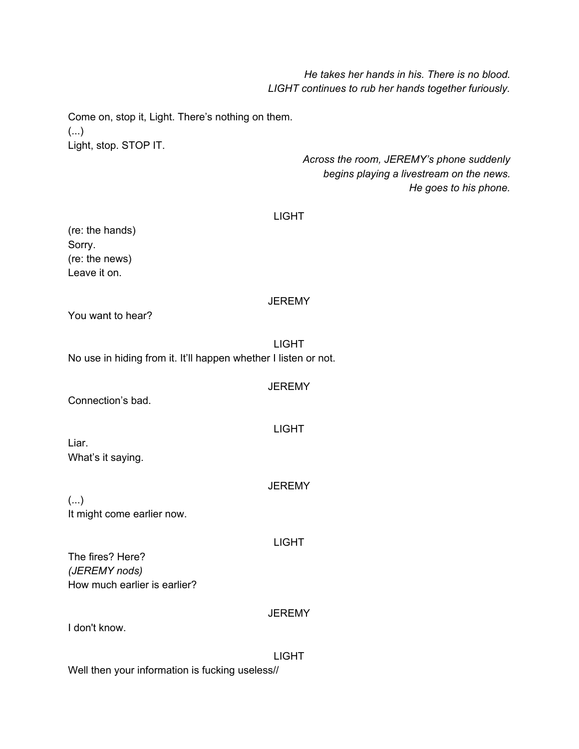*He takes her hands in his. There is no blood.*
*LIGHT continues to rub her hands together furiously.*

Come on, stop it, Light. There's nothing on them.
(...)
Light, stop. STOP IT.

*Across the room, JEREMY's phone suddenly*
*begins playing a livestream on the news.*
*He goes to his phone.*

LIGHT

(re: the hands)
Sorry.
(re: the news)
Leave it on.

JEREMY

You want to hear?

LIGHT

No use in hiding from it. It'll happen whether I listen or not.

JEREMY

Connection's bad.

LIGHT

Liar.
What's it saying.

JEREMY

(...)
It might come earlier now.

LIGHT

The fires? Here?
*(JEREMY nods)*
How much earlier is earlier?

JEREMY

I don't know.

LIGHT

Well then your information is fucking useless//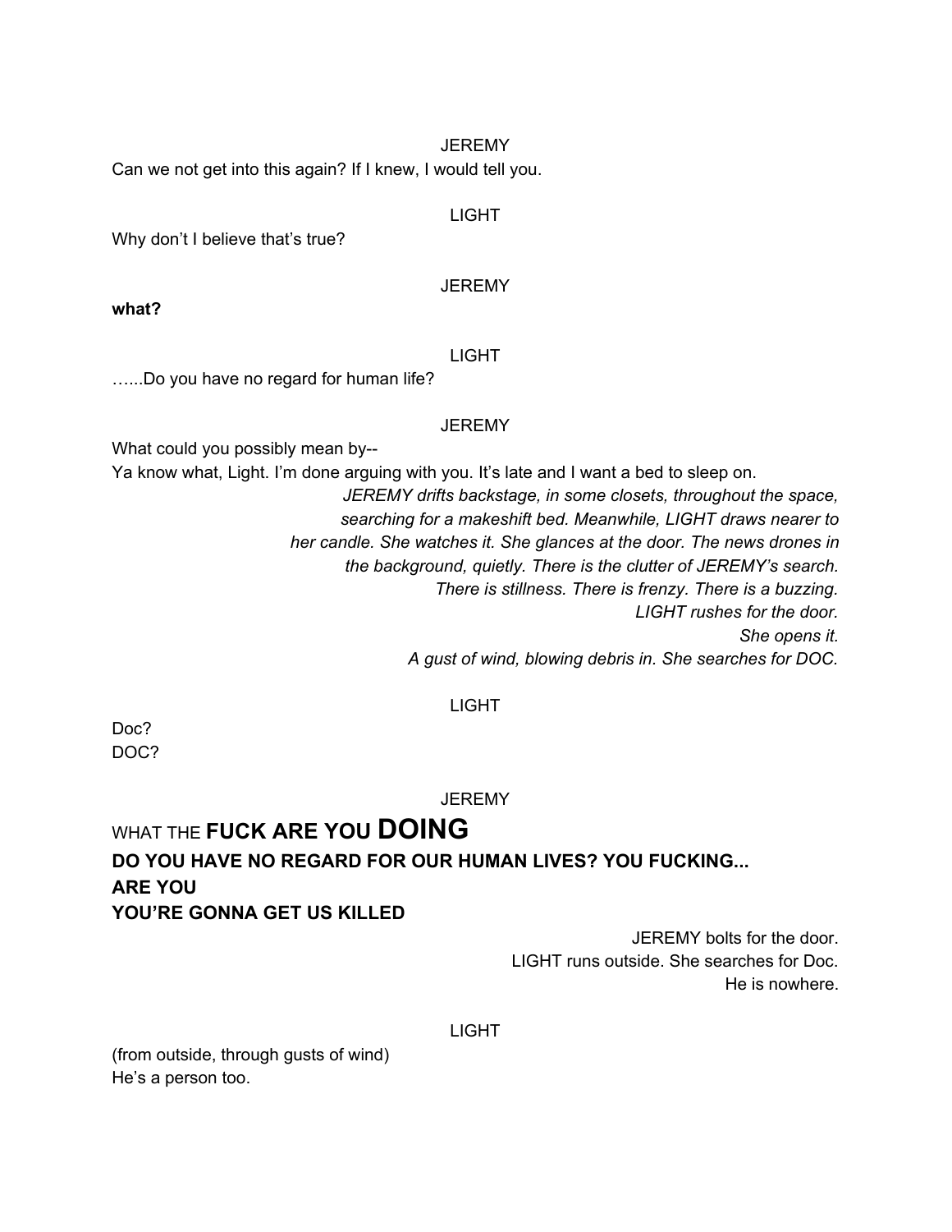JEREMY

Can we not get into this again? If I knew, I would tell you.

LIGHT

Why don't I believe that's true?

JEREMY

**what?**

LIGHT

…...Do you have no regard for human life?

JEREMY

What could you possibly mean by--
Ya know what, Light. I'm done arguing with you. It's late and I want a bed to sleep on.

*JEREMY drifts backstage, in some closets, throughout the space, searching for a makeshift bed. Meanwhile, LIGHT draws nearer to her candle. She watches it. She glances at the door. The news drones in the background, quietly. There is the clutter of JEREMY's search. There is stillness. There is frenzy. There is a buzzing.*
*LIGHT rushes for the door.*
*She opens it.*
*A gust of wind, blowing debris in. She searches for DOC.*

LIGHT

Doc?
DOC?

JEREMY

WHAT THE **FUCK ARE YOU DOING**
**DO YOU HAVE NO REGARD FOR OUR HUMAN LIVES? YOU FUCKING...**
**ARE YOU**
**YOU'RE GONNA GET US KILLED**

JEREMY bolts for the door.
LIGHT runs outside. She searches for Doc.
He is nowhere.

LIGHT

(from outside, through gusts of wind)
He's a person too.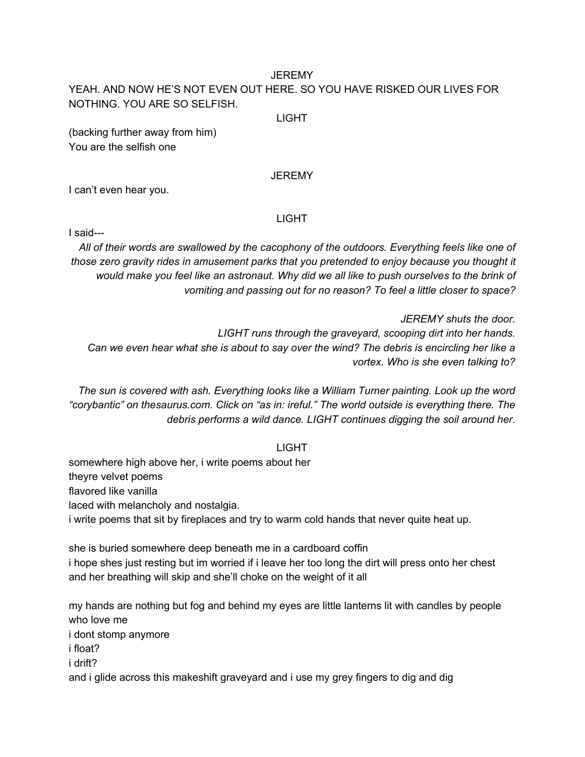JEREMY

YEAH. AND NOW HE'S NOT EVEN OUT HERE. SO YOU HAVE RISKED OUR LIVES FOR NOTHING. YOU ARE SO SELFISH.

LIGHT

(backing further away from him)
You are the selfish one

JEREMY

I can't even hear you.

LIGHT

I said---

*All of their words are swallowed by the cacophony of the outdoors. Everything feels like one of those zero gravity rides in amusement parks that you pretended to enjoy because you thought it would make you feel like an astronaut. Why did we all like to push ourselves to the brink of vomiting and passing out for no reason? To feel a little closer to space?*

*JEREMY shuts the door.*
*LIGHT runs through the graveyard, scooping dirt into her hands.*
*Can we even hear what she is about to say over the wind? The debris is encircling her like a vortex. Who is she even talking to?*

*The sun is covered with ash. Everything looks like a William Turner painting. Look up the word "corybantic" on thesaurus.com. Click on "as in: ireful." The world outside is everything there. The debris performs a wild dance. LIGHT continues digging the soil around her.*

LIGHT

somewhere high above her, i write poems about her
theyre velvet poems
flavored like vanilla
laced with melancholy and nostalgia.
i write poems that sit by fireplaces and try to warm cold hands that never quite heat up.

she is buried somewhere deep beneath me in a cardboard coffin
i hope shes just resting but im worried if i leave her too long the dirt will press onto her chest and her breathing will skip and she'll choke on the weight of it all

my hands are nothing but fog and behind my eyes are little lanterns lit with candles by people who love me
i dont stomp anymore
i float?
i drift?
and i glide across this makeshift graveyard and i use my grey fingers to dig and dig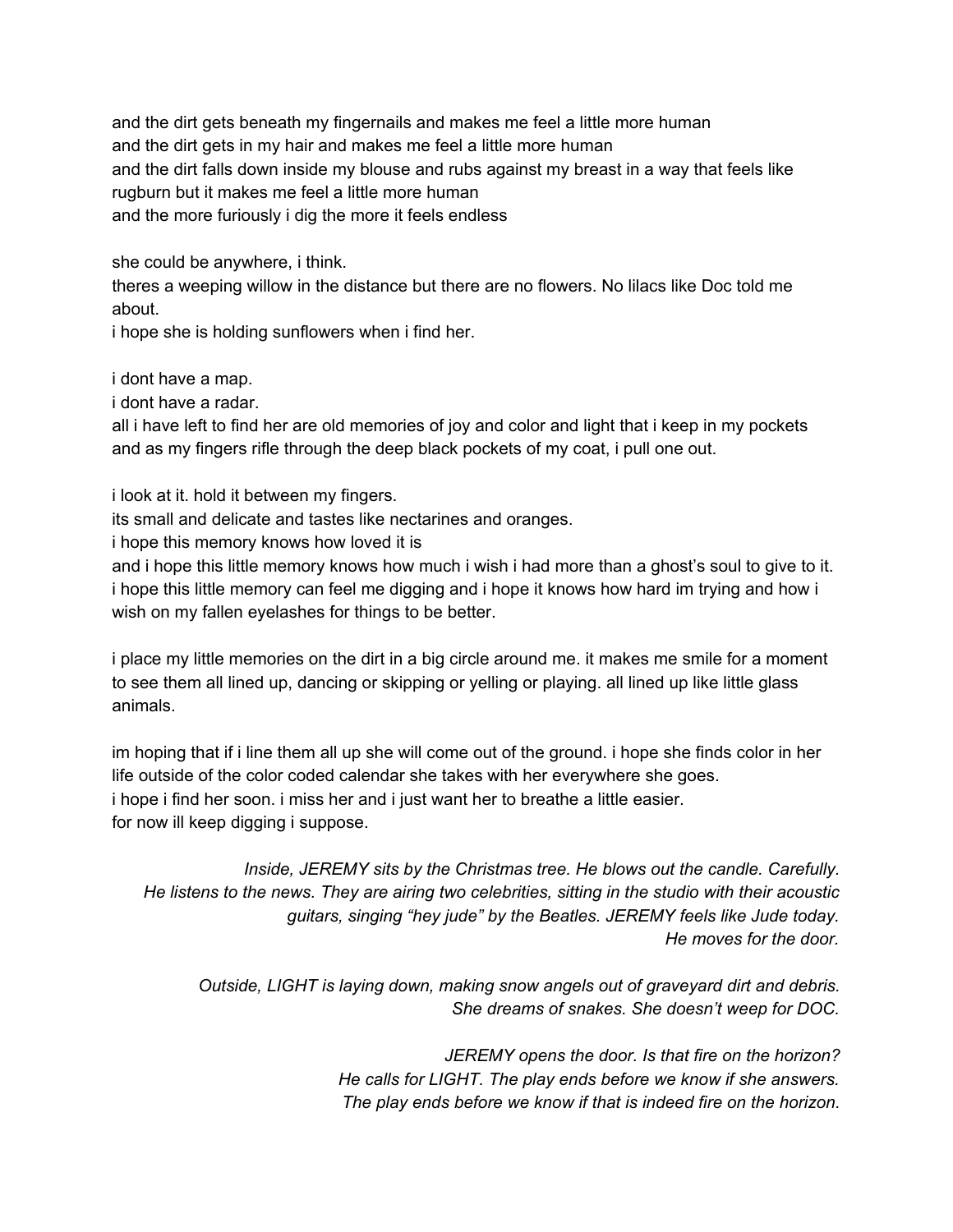and the dirt gets beneath my fingernails and makes me feel a little more human
and the dirt gets in my hair and makes me feel a little more human
and the dirt falls down inside my blouse and rubs against my breast in a way that feels like rugburn but it makes me feel a little more human
and the more furiously i dig the more it feels endless

she could be anywhere, i think.
theres a weeping willow in the distance but there are no flowers. No lilacs like Doc told me about.
i hope she is holding sunflowers when i find her.

i dont have a map.
i dont have a radar.
all i have left to find her are old memories of joy and color and light that i keep in my pockets and as my fingers rifle through the deep black pockets of my coat, i pull one out.

i look at it. hold it between my fingers.
its small and delicate and tastes like nectarines and oranges.
i hope this memory knows how loved it is
and i hope this little memory knows how much i wish i had more than a ghost's soul to give to it.
i hope this little memory can feel me digging and i hope it knows how hard im trying and how i wish on my fallen eyelashes for things to be better.

i place my little memories on the dirt in a big circle around me. it makes me smile for a moment to see them all lined up, dancing or skipping or yelling or playing. all lined up like little glass animals.

im hoping that if i line them all up she will come out of the ground. i hope she finds color in her life outside of the color coded calendar she takes with her everywhere she goes.
i hope i find her soon. i miss her and i just want her to breathe a little easier.
for now ill keep digging i suppose.

*Inside, JEREMY sits by the Christmas tree. He blows out the candle. Carefully.*
*He listens to the news. They are airing two celebrities, sitting in the studio with their acoustic guitars, singing "hey jude" by the Beatles. JEREMY feels like Jude today.*
*He moves for the door.*

*Outside, LIGHT is laying down, making snow angels out of graveyard dirt and debris.*
*She dreams of snakes. She doesn't weep for DOC.*

*JEREMY opens the door. Is that fire on the horizon?*
*He calls for LIGHT. The play ends before we know if she answers.*
*The play ends before we know if that is indeed fire on the horizon.*